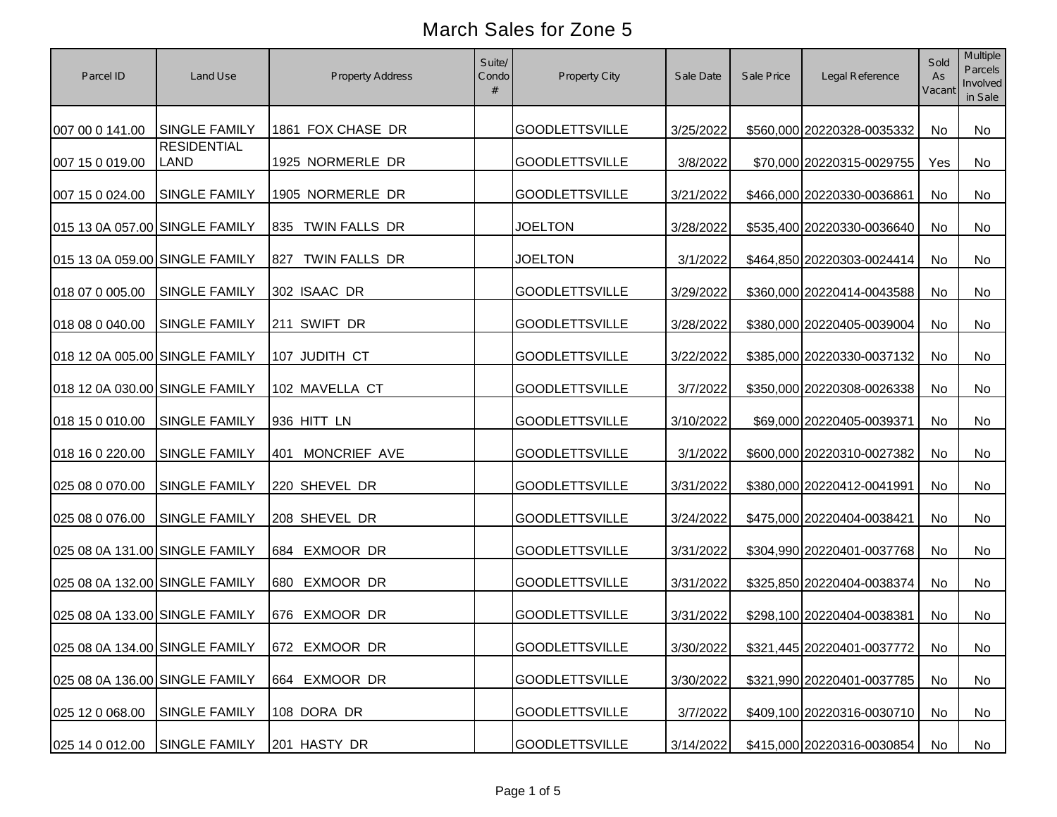# March Sales for Zone 5

| Parcel ID | Land Use | Property Address | Suite/ Condo # | Property City | Sale Date | Sale Price | Legal Reference | Sold As Vacant | Multiple Parcels Involved in Sale |
|---|---|---|---|---|---|---|---|---|---|
| 007 00 0 141.00 | SINGLE FAMILY | 1861 FOX CHASE DR | | GOODLETTSVILLE | 3/25/2022 | $560,000 | 20220328-0035332 | No | No |
| 007 15 0 019.00 | RESIDENTIAL LAND | 1925 NORMERLE DR | | GOODLETTSVILLE | 3/8/2022 | $70,000 | 20220315-0029755 | Yes | No |
| 007 15 0 024.00 | SINGLE FAMILY | 1905 NORMERLE DR | | GOODLETTSVILLE | 3/21/2022 | $466,000 | 20220330-0036861 | No | No |
| 015 13 0A 057.00 | SINGLE FAMILY | 835 TWIN FALLS DR | | JOELTON | 3/28/2022 | $535,400 | 20220330-0036640 | No | No |
| 015 13 0A 059.00 | SINGLE FAMILY | 827 TWIN FALLS DR | | JOELTON | 3/1/2022 | $464,850 | 20220303-0024414 | No | No |
| 018 07 0 005.00 | SINGLE FAMILY | 302 ISAAC DR | | GOODLETTSVILLE | 3/29/2022 | $360,000 | 20220414-0043588 | No | No |
| 018 08 0 040.00 | SINGLE FAMILY | 211 SWIFT DR | | GOODLETTSVILLE | 3/28/2022 | $380,000 | 20220405-0039004 | No | No |
| 018 12 0A 005.00 | SINGLE FAMILY | 107 JUDITH CT | | GOODLETTSVILLE | 3/22/2022 | $385,000 | 20220330-0037132 | No | No |
| 018 12 0A 030.00 | SINGLE FAMILY | 102 MAVELLA CT | | GOODLETTSVILLE | 3/7/2022 | $350,000 | 20220308-0026338 | No | No |
| 018 15 0 010.00 | SINGLE FAMILY | 936 HITT LN | | GOODLETTSVILLE | 3/10/2022 | $69,000 | 20220405-0039371 | No | No |
| 018 16 0 220.00 | SINGLE FAMILY | 401 MONCRIEF AVE | | GOODLETTSVILLE | 3/1/2022 | $600,000 | 20220310-0027382 | No | No |
| 025 08 0 070.00 | SINGLE FAMILY | 220 SHEVEL DR | | GOODLETTSVILLE | 3/31/2022 | $380,000 | 20220412-0041991 | No | No |
| 025 08 0 076.00 | SINGLE FAMILY | 208 SHEVEL DR | | GOODLETTSVILLE | 3/24/2022 | $475,000 | 20220404-0038421 | No | No |
| 025 08 0A 131.00 | SINGLE FAMILY | 684 EXMOOR DR | | GOODLETTSVILLE | 3/31/2022 | $304,990 | 20220401-0037768 | No | No |
| 025 08 0A 132.00 | SINGLE FAMILY | 680 EXMOOR DR | | GOODLETTSVILLE | 3/31/2022 | $325,850 | 20220404-0038374 | No | No |
| 025 08 0A 133.00 | SINGLE FAMILY | 676 EXMOOR DR | | GOODLETTSVILLE | 3/31/2022 | $298,100 | 20220404-0038381 | No | No |
| 025 08 0A 134.00 | SINGLE FAMILY | 672 EXMOOR DR | | GOODLETTSVILLE | 3/30/2022 | $321,445 | 20220401-0037772 | No | No |
| 025 08 0A 136.00 | SINGLE FAMILY | 664 EXMOOR DR | | GOODLETTSVILLE | 3/30/2022 | $321,990 | 20220401-0037785 | No | No |
| 025 12 0 068.00 | SINGLE FAMILY | 108 DORA DR | | GOODLETTSVILLE | 3/7/2022 | $409,100 | 20220316-0030710 | No | No |
| 025 14 0 012.00 | SINGLE FAMILY | 201 HASTY DR | | GOODLETTSVILLE | 3/14/2022 | $415,000 | 20220316-0030854 | No | No |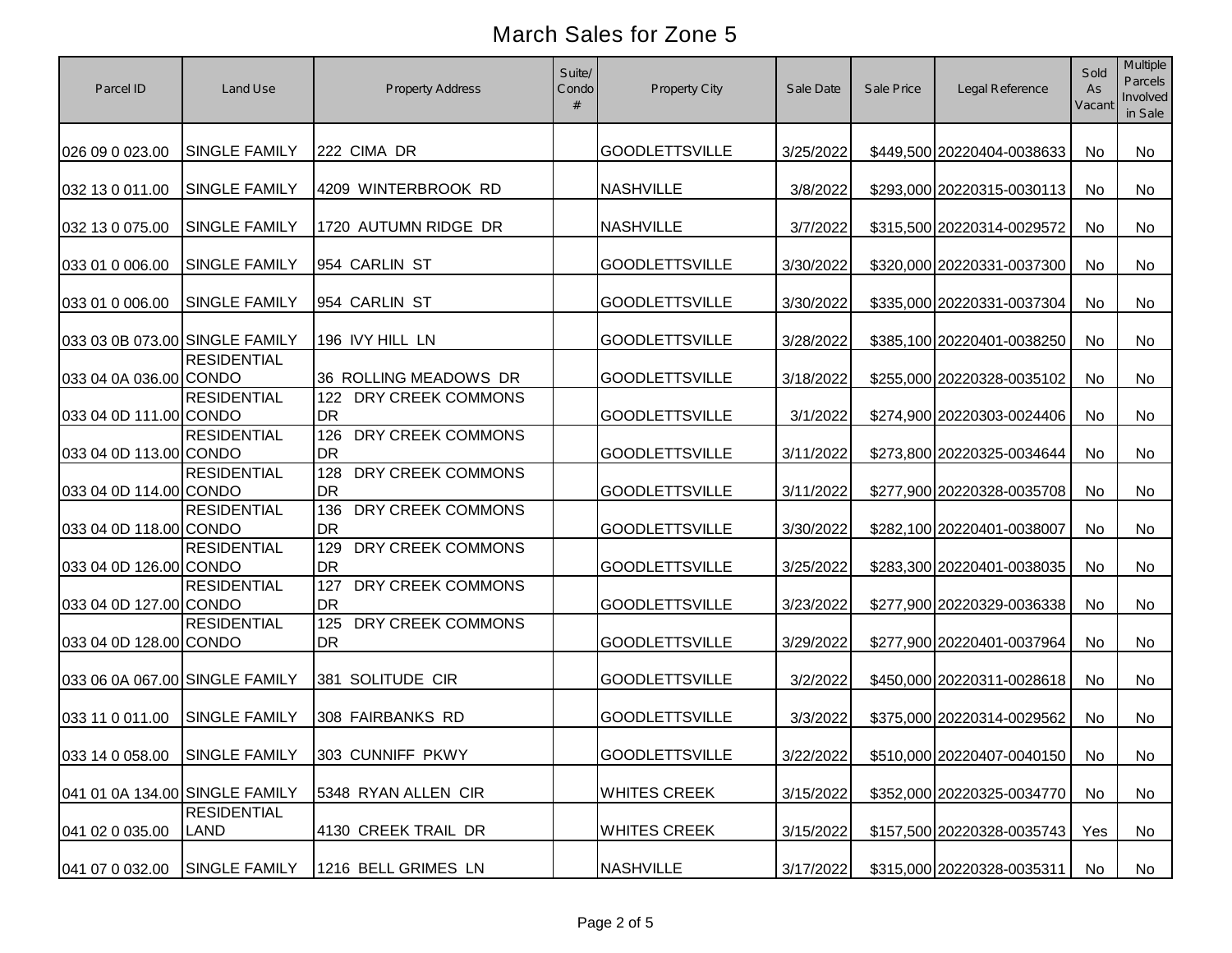# March Sales for Zone 5

| Parcel ID | Land Use | Property Address | Suite/ Condo # | Property City | Sale Date | Sale Price | Legal Reference | Sold As Vacant | Multiple Parcels Involved in Sale |
|---|---|---|---|---|---|---|---|---|---|
| 026 09 0 023.00 | SINGLE FAMILY | 222 CIMA DR | | GOODLETTSVILLE | 3/25/2022 | $449,500 | 20220404-0038633 | No | No |
| 032 13 0 011.00 | SINGLE FAMILY | 4209 WINTERBROOK RD | | NASHVILLE | 3/8/2022 | $293,000 | 20220315-0030113 | No | No |
| 032 13 0 075.00 | SINGLE FAMILY | 1720 AUTUMN RIDGE DR | | NASHVILLE | 3/7/2022 | $315,500 | 20220314-0029572 | No | No |
| 033 01 0 006.00 | SINGLE FAMILY | 954 CARLIN ST | | GOODLETTSVILLE | 3/30/2022 | $320,000 | 20220331-0037300 | No | No |
| 033 01 0 006.00 | SINGLE FAMILY | 954 CARLIN ST | | GOODLETTSVILLE | 3/30/2022 | $335,000 | 20220331-0037304 | No | No |
| 033 03 0B 073.00 | SINGLE FAMILY | 196 IVY HILL LN | | GOODLETTSVILLE | 3/28/2022 | $385,100 | 20220401-0038250 | No | No |
| 033 04 0A 036.00 | RESIDENTIAL CONDO | 36 ROLLING MEADOWS DR | | GOODLETTSVILLE | 3/18/2022 | $255,000 | 20220328-0035102 | No | No |
| 033 04 0D 111.00 | RESIDENTIAL CONDO | 122 DRY CREEK COMMONS DR | | GOODLETTSVILLE | 3/1/2022 | $274,900 | 20220303-0024406 | No | No |
| 033 04 0D 113.00 | RESIDENTIAL CONDO | 126 DRY CREEK COMMONS DR | | GOODLETTSVILLE | 3/11/2022 | $273,800 | 20220325-0034644 | No | No |
| 033 04 0D 114.00 | RESIDENTIAL CONDO | 128 DRY CREEK COMMONS DR | | GOODLETTSVILLE | 3/11/2022 | $277,900 | 20220328-0035708 | No | No |
| 033 04 0D 118.00 | RESIDENTIAL CONDO | 136 DRY CREEK COMMONS DR | | GOODLETTSVILLE | 3/30/2022 | $282,100 | 20220401-0038007 | No | No |
| 033 04 0D 126.00 | RESIDENTIAL CONDO | 129 DRY CREEK COMMONS DR | | GOODLETTSVILLE | 3/25/2022 | $283,300 | 20220401-0038035 | No | No |
| 033 04 0D 127.00 | RESIDENTIAL CONDO | 127 DRY CREEK COMMONS DR | | GOODLETTSVILLE | 3/23/2022 | $277,900 | 20220329-0036338 | No | No |
| 033 04 0D 128.00 | RESIDENTIAL CONDO | 125 DRY CREEK COMMONS DR | | GOODLETTSVILLE | 3/29/2022 | $277,900 | 20220401-0037964 | No | No |
| 033 06 0A 067.00 | SINGLE FAMILY | 381 SOLITUDE CIR | | GOODLETTSVILLE | 3/2/2022 | $450,000 | 20220311-0028618 | No | No |
| 033 11 0 011.00 | SINGLE FAMILY | 308 FAIRBANKS RD | | GOODLETTSVILLE | 3/3/2022 | $375,000 | 20220314-0029562 | No | No |
| 033 14 0 058.00 | SINGLE FAMILY | 303 CUNNIFF PKWY | | GOODLETTSVILLE | 3/22/2022 | $510,000 | 20220407-0040150 | No | No |
| 041 01 0A 134.00 | SINGLE FAMILY | 5348 RYAN ALLEN CIR | | WHITES CREEK | 3/15/2022 | $352,000 | 20220325-0034770 | No | No |
| 041 02 0 035.00 | RESIDENTIAL LAND | 4130 CREEK TRAIL DR | | WHITES CREEK | 3/15/2022 | $157,500 | 20220328-0035743 | Yes | No |
| 041 07 0 032.00 | SINGLE FAMILY | 1216 BELL GRIMES LN | | NASHVILLE | 3/17/2022 | $315,000 | 20220328-0035311 | No | No |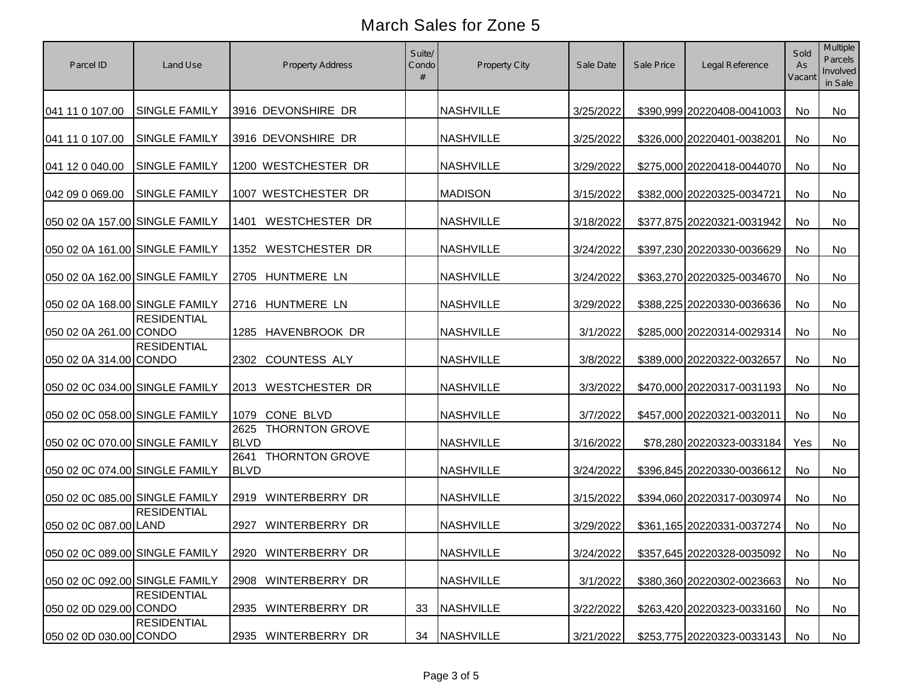# March Sales for Zone 5

| Parcel ID | Land Use | Property Address | Suite/ Condo # | Property City | Sale Date | Sale Price | Legal Reference | Sold As Vacant | Multiple Parcels Involved in Sale |
|---|---|---|---|---|---|---|---|---|---|
| 041 11 0 107.00 | SINGLE FAMILY | 3916 DEVONSHIRE DR | | NASHVILLE | 3/25/2022 | $390,999 | 20220408-0041003 | No | No |
| 041 11 0 107.00 | SINGLE FAMILY | 3916 DEVONSHIRE DR | | NASHVILLE | 3/25/2022 | $326,000 | 20220401-0038201 | No | No |
| 041 12 0 040.00 | SINGLE FAMILY | 1200 WESTCHESTER DR | | NASHVILLE | 3/29/2022 | $275,000 | 20220418-0044070 | No | No |
| 042 09 0 069.00 | SINGLE FAMILY | 1007 WESTCHESTER DR | | MADISON | 3/15/2022 | $382,000 | 20220325-0034721 | No | No |
| 050 02 0A 157.00 | SINGLE FAMILY | 1401 WESTCHESTER DR | | NASHVILLE | 3/18/2022 | $377,875 | 20220321-0031942 | No | No |
| 050 02 0A 161.00 | SINGLE FAMILY | 1352 WESTCHESTER DR | | NASHVILLE | 3/24/2022 | $397,230 | 20220330-0036629 | No | No |
| 050 02 0A 162.00 | SINGLE FAMILY | 2705 HUNTMERE LN | | NASHVILLE | 3/24/2022 | $363,270 | 20220325-0034670 | No | No |
| 050 02 0A 168.00 | SINGLE FAMILY | 2716 HUNTMERE LN | | NASHVILLE | 3/29/2022 | $388,225 | 20220330-0036636 | No | No |
| 050 02 0A 261.00 | RESIDENTIAL CONDO | 1285 HAVENBROOK DR | | NASHVILLE | 3/1/2022 | $285,000 | 20220314-0029314 | No | No |
| 050 02 0A 314.00 | RESIDENTIAL CONDO | 2302 COUNTESS ALY | | NASHVILLE | 3/8/2022 | $389,000 | 20220322-0032657 | No | No |
| 050 02 0C 034.00 | SINGLE FAMILY | 2013 WESTCHESTER DR | | NASHVILLE | 3/3/2022 | $470,000 | 20220317-0031193 | No | No |
| 050 02 0C 058.00 | SINGLE FAMILY | 1079 CONE BLVD | | NASHVILLE | 3/7/2022 | $457,000 | 20220321-0032011 | No | No |
| 050 02 0C 070.00 | SINGLE FAMILY | 2625 THORNTON GROVE BLVD | | NASHVILLE | 3/16/2022 | $78,280 | 20220323-0033184 | Yes | No |
| 050 02 0C 074.00 | SINGLE FAMILY | 2641 THORNTON GROVE BLVD | | NASHVILLE | 3/24/2022 | $396,845 | 20220330-0036612 | No | No |
| 050 02 0C 085.00 | SINGLE FAMILY | 2919 WINTERBERRY DR | | NASHVILLE | 3/15/2022 | $394,060 | 20220317-0030974 | No | No |
| 050 02 0C 087.00 | RESIDENTIAL LAND | 2927 WINTERBERRY DR | | NASHVILLE | 3/29/2022 | $361,165 | 20220331-0037274 | No | No |
| 050 02 0C 089.00 | SINGLE FAMILY | 2920 WINTERBERRY DR | | NASHVILLE | 3/24/2022 | $357,645 | 20220328-0035092 | No | No |
| 050 02 0C 092.00 | SINGLE FAMILY | 2908 WINTERBERRY DR | | NASHVILLE | 3/1/2022 | $380,360 | 20220302-0023663 | No | No |
| 050 02 0D 029.00 | RESIDENTIAL CONDO | 2935 WINTERBERRY DR | 33 | NASHVILLE | 3/22/2022 | $263,420 | 20220323-0033160 | No | No |
| 050 02 0D 030.00 | RESIDENTIAL CONDO | 2935 WINTERBERRY DR | 34 | NASHVILLE | 3/21/2022 | $253,775 | 20220323-0033143 | No | No |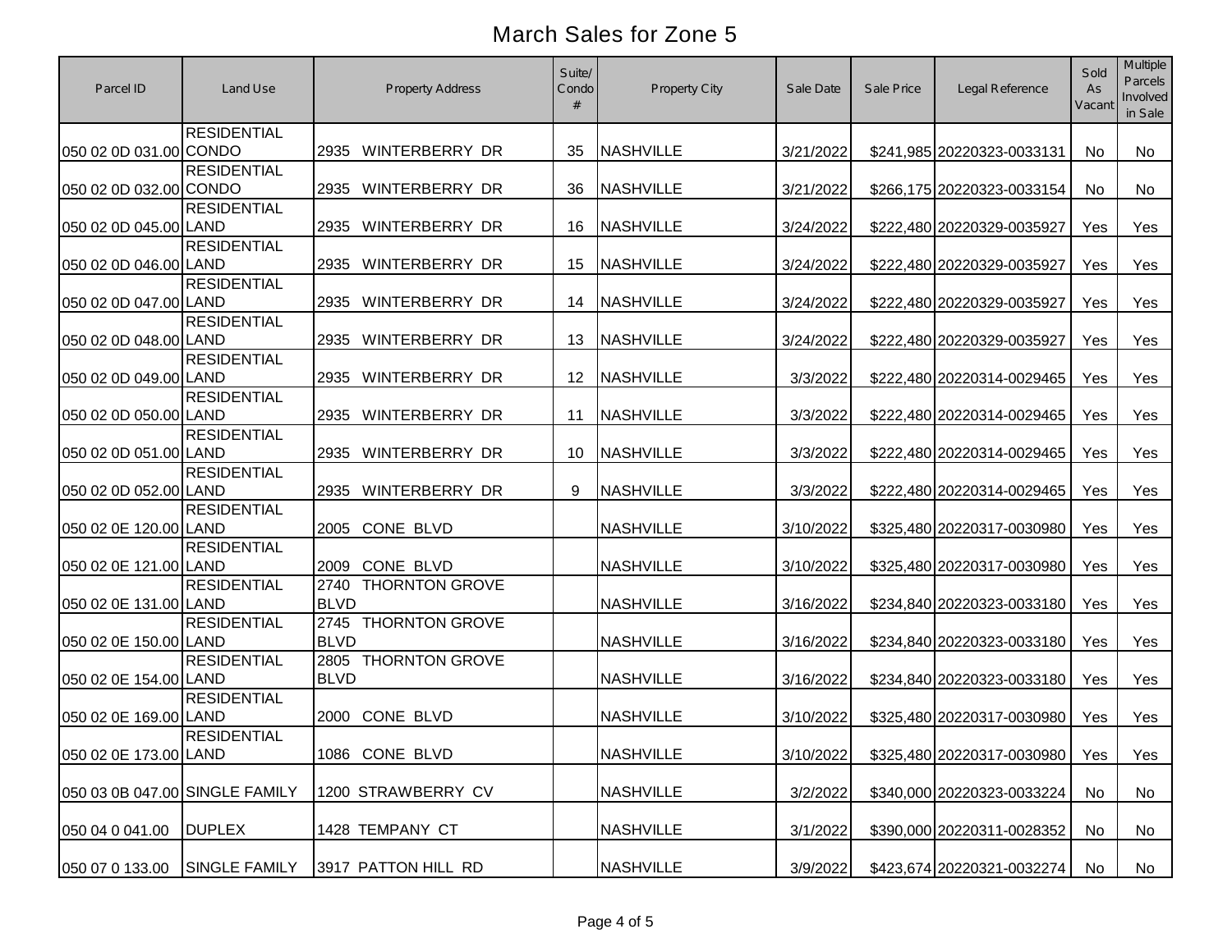# March Sales for Zone 5

| Parcel ID | Land Use | Property Address | Suite/ Condo # | Property City | Sale Date | Sale Price | Legal Reference | Sold As Vacant | Multiple Parcels Involved in Sale |
|---|---|---|---|---|---|---|---|---|---|
| 050 02 0D 031.00 | RESIDENTIAL CONDO | 2935 WINTERBERRY DR | 35 | NASHVILLE | 3/21/2022 | $241,985 | 20220323-0033131 | No | No |
| 050 02 0D 032.00 | RESIDENTIAL CONDO | 2935 WINTERBERRY DR | 36 | NASHVILLE | 3/21/2022 | $266,175 | 20220323-0033154 | No | No |
| 050 02 0D 045.00 | RESIDENTIAL LAND | 2935 WINTERBERRY DR | 16 | NASHVILLE | 3/24/2022 | $222,480 | 20220329-0035927 | Yes | Yes |
| 050 02 0D 046.00 | RESIDENTIAL LAND | 2935 WINTERBERRY DR | 15 | NASHVILLE | 3/24/2022 | $222,480 | 20220329-0035927 | Yes | Yes |
| 050 02 0D 047.00 | RESIDENTIAL LAND | 2935 WINTERBERRY DR | 14 | NASHVILLE | 3/24/2022 | $222,480 | 20220329-0035927 | Yes | Yes |
| 050 02 0D 048.00 | RESIDENTIAL LAND | 2935 WINTERBERRY DR | 13 | NASHVILLE | 3/24/2022 | $222,480 | 20220329-0035927 | Yes | Yes |
| 050 02 0D 049.00 | RESIDENTIAL LAND | 2935 WINTERBERRY DR | 12 | NASHVILLE | 3/3/2022 | $222,480 | 20220314-0029465 | Yes | Yes |
| 050 02 0D 050.00 | RESIDENTIAL LAND | 2935 WINTERBERRY DR | 11 | NASHVILLE | 3/3/2022 | $222,480 | 20220314-0029465 | Yes | Yes |
| 050 02 0D 051.00 | RESIDENTIAL LAND | 2935 WINTERBERRY DR | 10 | NASHVILLE | 3/3/2022 | $222,480 | 20220314-0029465 | Yes | Yes |
| 050 02 0D 052.00 | RESIDENTIAL LAND | 2935 WINTERBERRY DR | 9 | NASHVILLE | 3/3/2022 | $222,480 | 20220314-0029465 | Yes | Yes |
| 050 02 0E 120.00 | RESIDENTIAL LAND | 2005 CONE BLVD | | NASHVILLE | 3/10/2022 | $325,480 | 20220317-0030980 | Yes | Yes |
| 050 02 0E 121.00 | RESIDENTIAL LAND | 2009 CONE BLVD | | NASHVILLE | 3/10/2022 | $325,480 | 20220317-0030980 | Yes | Yes |
| 050 02 0E 131.00 | RESIDENTIAL LAND | 2740 THORNTON GROVE BLVD | | NASHVILLE | 3/16/2022 | $234,840 | 20220323-0033180 | Yes | Yes |
| 050 02 0E 150.00 | RESIDENTIAL LAND | 2745 THORNTON GROVE BLVD | | NASHVILLE | 3/16/2022 | $234,840 | 20220323-0033180 | Yes | Yes |
| 050 02 0E 154.00 | RESIDENTIAL LAND | 2805 THORNTON GROVE BLVD | | NASHVILLE | 3/16/2022 | $234,840 | 20220323-0033180 | Yes | Yes |
| 050 02 0E 169.00 | RESIDENTIAL LAND | 2000 CONE BLVD | | NASHVILLE | 3/10/2022 | $325,480 | 20220317-0030980 | Yes | Yes |
| 050 02 0E 173.00 | RESIDENTIAL LAND | 1086 CONE BLVD | | NASHVILLE | 3/10/2022 | $325,480 | 20220317-0030980 | Yes | Yes |
| 050 03 0B 047.00 | SINGLE FAMILY | 1200 STRAWBERRY CV | | NASHVILLE | 3/2/2022 | $340,000 | 20220323-0033224 | No | No |
| 050 04 0 041.00 | DUPLEX | 1428 TEMPANY CT | | NASHVILLE | 3/1/2022 | $390,000 | 20220311-0028352 | No | No |
| 050 07 0 133.00 | SINGLE FAMILY | 3917 PATTON HILL RD | | NASHVILLE | 3/9/2022 | $423,674 | 20220321-0032274 | No | No |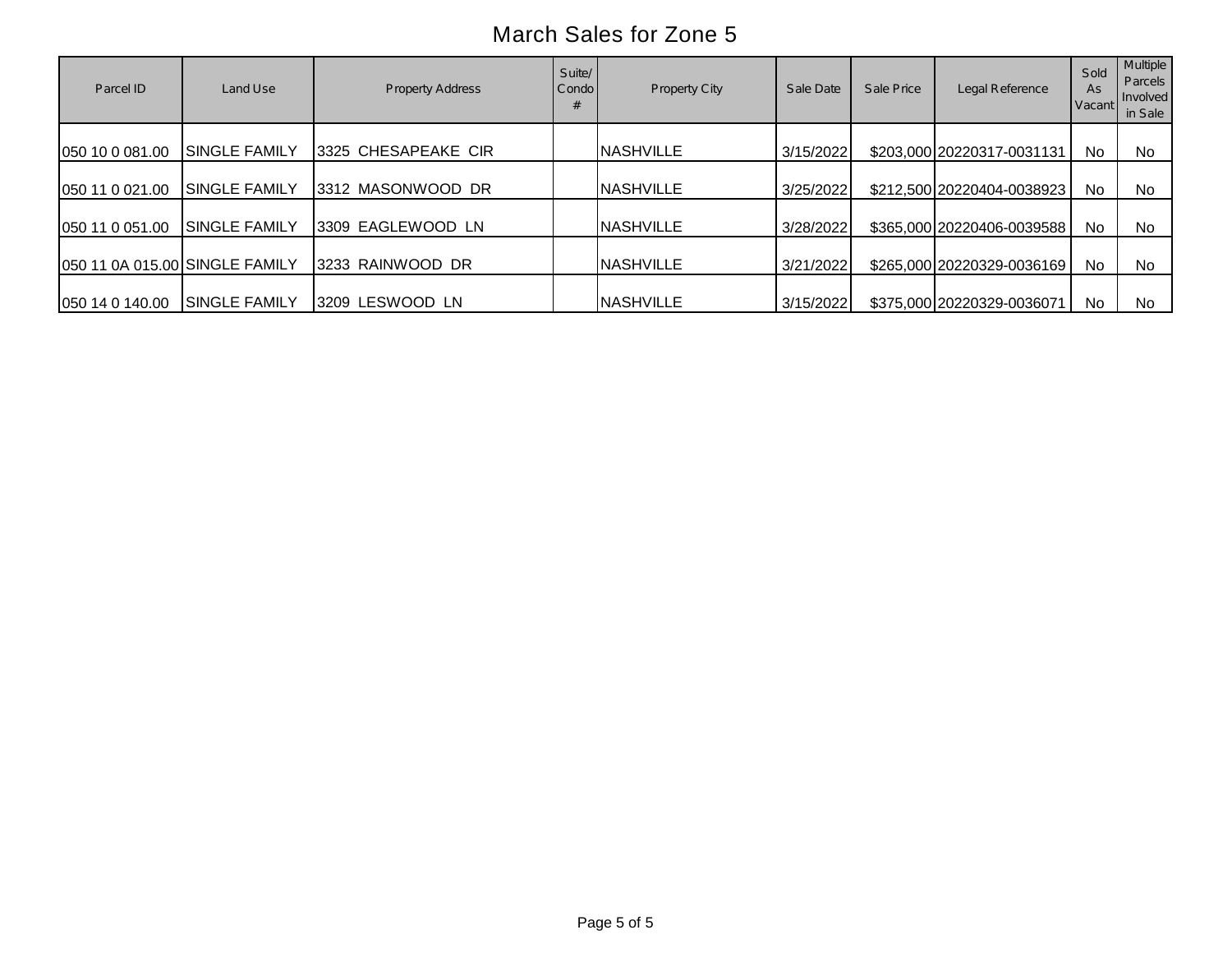# March Sales for Zone 5

| Parcel ID | Land Use | Property Address | Suite/ Condo # | Property City | Sale Date | Sale Price | Legal Reference | Sold As Vacant | Multiple Parcels Involved in Sale |
|---|---|---|---|---|---|---|---|---|---|
| 050 10 0 081.00 | SINGLE FAMILY | 3325 CHESAPEAKE CIR | | NASHVILLE | 3/15/2022 | $203,000 | 20220317-0031131 | No | No |
| 050 11 0 021.00 | SINGLE FAMILY | 3312 MASONWOOD DR | | NASHVILLE | 3/25/2022 | $212,500 | 20220404-0038923 | No | No |
| 050 11 0 051.00 | SINGLE FAMILY | 3309 EAGLEWOOD LN | | NASHVILLE | 3/28/2022 | $365,000 | 20220406-0039588 | No | No |
| 050 11 0A 015.00 | SINGLE FAMILY | 3233 RAINWOOD DR | | NASHVILLE | 3/21/2022 | $265,000 | 20220329-0036169 | No | No |
| 050 14 0 140.00 | SINGLE FAMILY | 3209 LESWOOD LN | | NASHVILLE | 3/15/2022 | $375,000 | 20220329-0036071 | No | No |